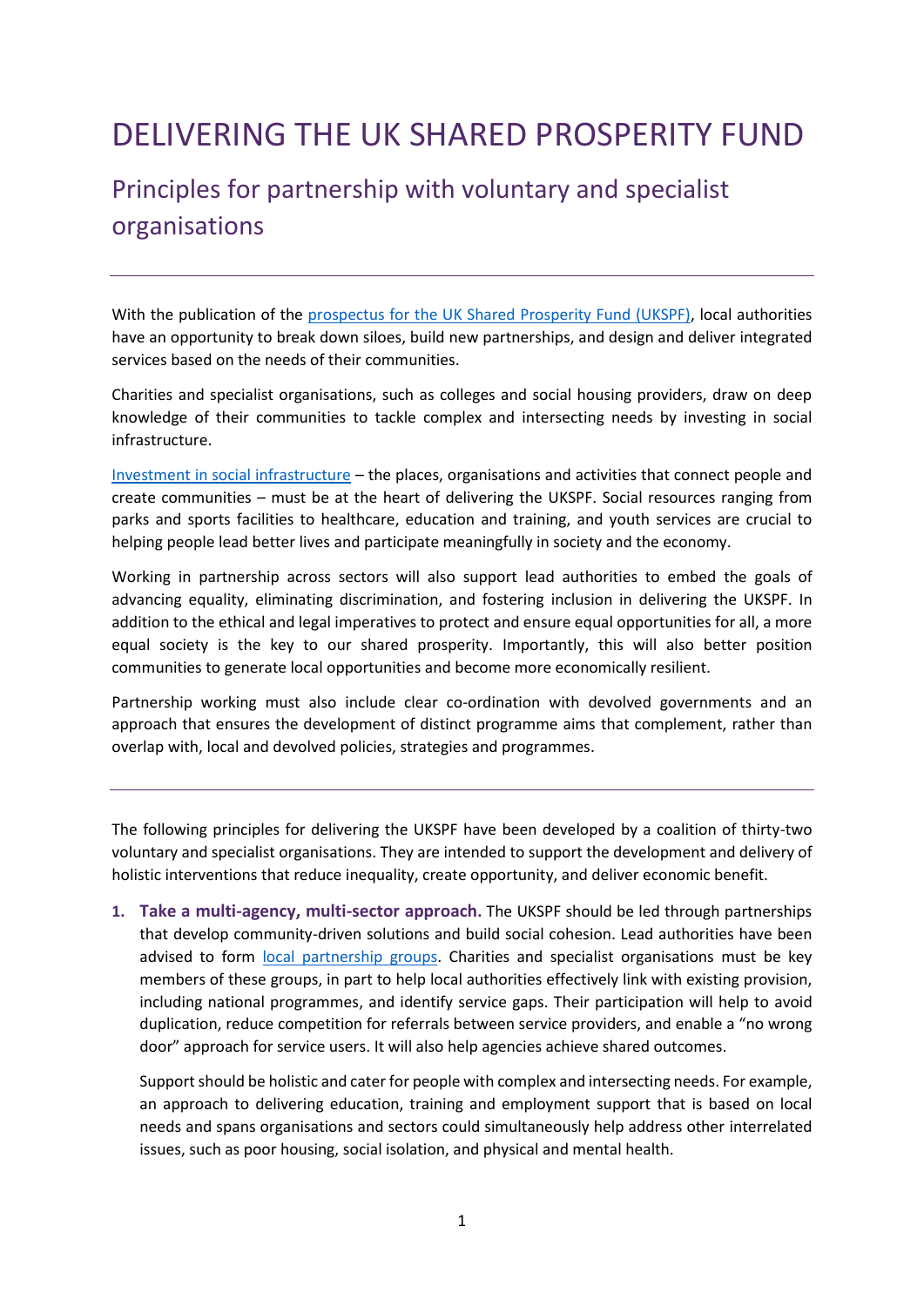# DELIVERING THE UK SHARED PROSPERITY FUND

## Principles for partnership with voluntary and specialist organisations

---

With the publication of the [prospectus for the UK Shared Prosperity Fund (UKSPF)](), local authorities have an opportunity to break down siloes, build new partnerships, and design and deliver integrated services based on the needs of their communities.

Charities and specialist organisations, such as colleges and social housing providers, draw on deep knowledge of their communities to tackle complex and intersecting needs by investing in social infrastructure.

[Investment in social infrastructure]() – the places, organisations and activities that connect people and create communities – must be at the heart of delivering the UKSPF. Social resources ranging from parks and sports facilities to healthcare, education and training, and youth services are crucial to helping people lead better lives and participate meaningfully in society and the economy.

Working in partnership across sectors will also support lead authorities to embed the goals of advancing equality, eliminating discrimination, and fostering inclusion in delivering the UKSPF. In addition to the ethical and legal imperatives to protect and ensure equal opportunities for all, a more equal society is the key to our shared prosperity. Importantly, this will also better position communities to generate local opportunities and become more economically resilient.

Partnership working must also include clear co-ordination with devolved governments and an approach that ensures the development of distinct programme aims that complement, rather than overlap with, local and devolved policies, strategies and programmes.

---

The following principles for delivering the UKSPF have been developed by a coalition of thirty-two voluntary and specialist organisations. They are intended to support the development and delivery of holistic interventions that reduce inequality, create opportunity, and deliver economic benefit.

1. **Take a multi-agency, multi-sector approach.** The UKSPF should be led through partnerships that develop community-driven solutions and build social cohesion. Lead authorities have been advised to form [local partnership groups](). Charities and specialist organisations must be key members of these groups, in part to help local authorities effectively link with existing provision, including national programmes, and identify service gaps. Their participation will help to avoid duplication, reduce competition for referrals between service providers, and enable a "no wrong door" approach for service users. It will also help agencies achieve shared outcomes.

   Support should be holistic and cater for people with complex and intersecting needs. For example, an approach to delivering education, training and employment support that is based on local needs and spans organisations and sectors could simultaneously help address other interrelated issues, such as poor housing, social isolation, and physical and mental health.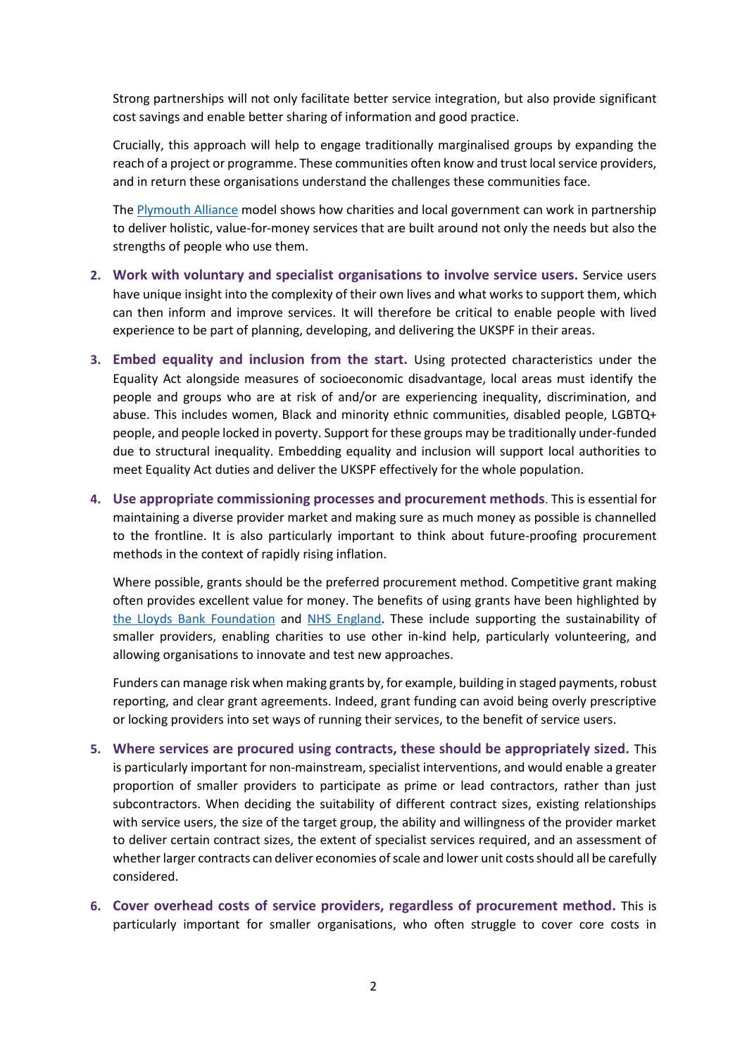Strong partnerships will not only facilitate better service integration, but also provide significant cost savings and enable better sharing of information and good practice.

Crucially, this approach will help to engage traditionally marginalised groups by expanding the reach of a project or programme. These communities often know and trust local service providers, and in return these organisations understand the challenges these communities face.

The Plymouth Alliance model shows how charities and local government can work in partnership to deliver holistic, value-for-money services that are built around not only the needs but also the strengths of people who use them.

2. **Work with voluntary and specialist organisations to involve service users.** Service users have unique insight into the complexity of their own lives and what works to support them, which can then inform and improve services. It will therefore be critical to enable people with lived experience to be part of planning, developing, and delivering the UKSPF in their areas.

3. **Embed equality and inclusion from the start.** Using protected characteristics under the Equality Act alongside measures of socioeconomic disadvantage, local areas must identify the people and groups who are at risk of and/or are experiencing inequality, discrimination, and abuse. This includes women, Black and minority ethnic communities, disabled people, LGBTQ+ people, and people locked in poverty. Support for these groups may be traditionally under-funded due to structural inequality. Embedding equality and inclusion will support local authorities to meet Equality Act duties and deliver the UKSPF effectively for the whole population.

4. **Use appropriate commissioning processes and procurement methods**. This is essential for maintaining a diverse provider market and making sure as much money as possible is channelled to the frontline. It is also particularly important to think about future-proofing procurement methods in the context of rapidly rising inflation.

   Where possible, grants should be the preferred procurement method. Competitive grant making often provides excellent value for money. The benefits of using grants have been highlighted by the Lloyds Bank Foundation and NHS England. These include supporting the sustainability of smaller providers, enabling charities to use other in-kind help, particularly volunteering, and allowing organisations to innovate and test new approaches.

   Funders can manage risk when making grants by, for example, building in staged payments, robust reporting, and clear grant agreements. Indeed, grant funding can avoid being overly prescriptive or locking providers into set ways of running their services, to the benefit of service users.

5. **Where services are procured using contracts, these should be appropriately sized.** This is particularly important for non-mainstream, specialist interventions, and would enable a greater proportion of smaller providers to participate as prime or lead contractors, rather than just subcontractors. When deciding the suitability of different contract sizes, existing relationships with service users, the size of the target group, the ability and willingness of the provider market to deliver certain contract sizes, the extent of specialist services required, and an assessment of whether larger contracts can deliver economies of scale and lower unit costs should all be carefully considered.

6. **Cover overhead costs of service providers, regardless of procurement method.** This is particularly important for smaller organisations, who often struggle to cover core costs in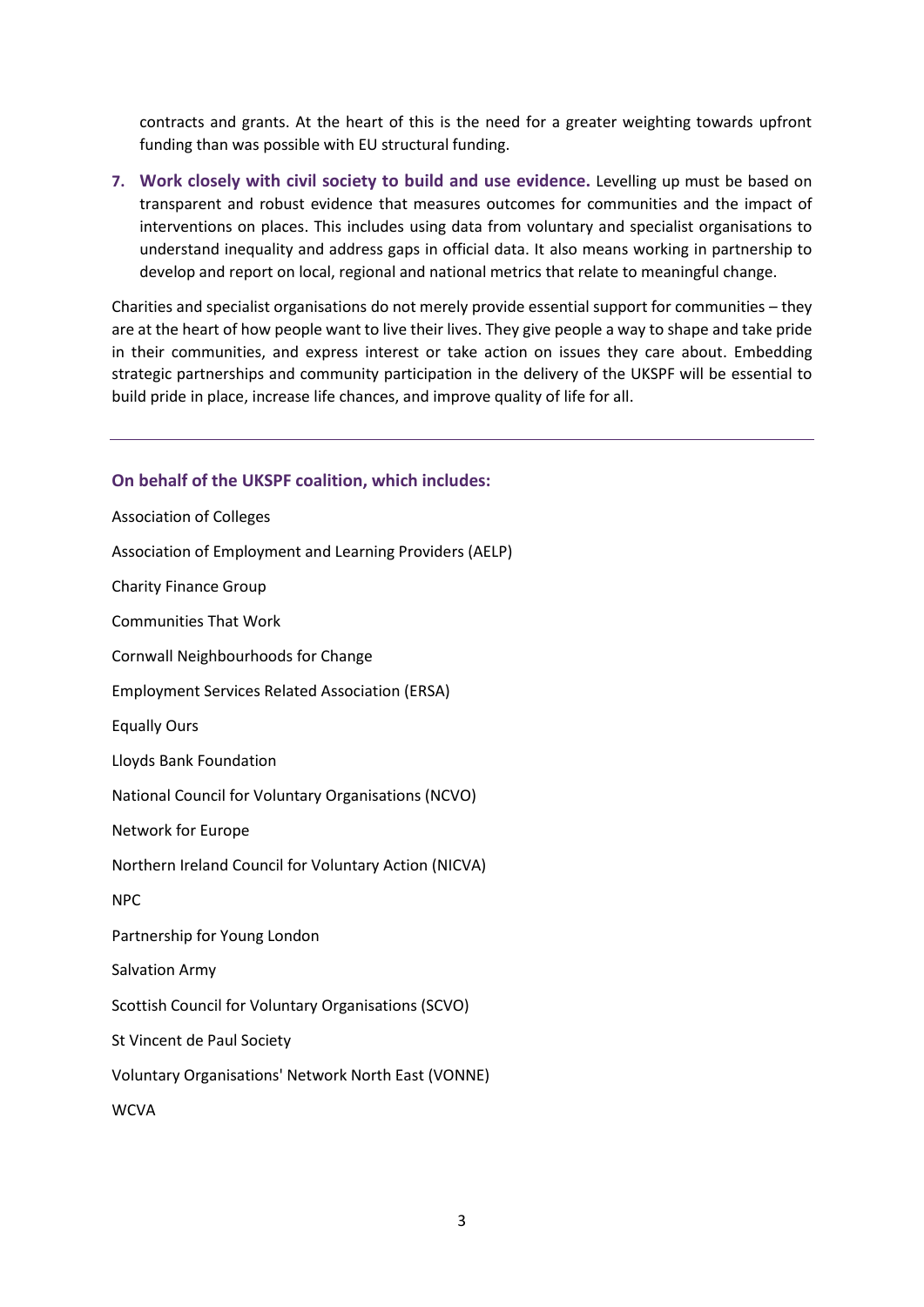contracts and grants. At the heart of this is the need for a greater weighting towards upfront funding than was possible with EU structural funding.

7. **Work closely with civil society to build and use evidence.** Levelling up must be based on transparent and robust evidence that measures outcomes for communities and the impact of interventions on places. This includes using data from voluntary and specialist organisations to understand inequality and address gaps in official data. It also means working in partnership to develop and report on local, regional and national metrics that relate to meaningful change.

Charities and specialist organisations do not merely provide essential support for communities – they are at the heart of how people want to live their lives. They give people a way to shape and take pride in their communities, and express interest or take action on issues they care about. Embedding strategic partnerships and community participation in the delivery of the UKSPF will be essential to build pride in place, increase life chances, and improve quality of life for all.

---

**On behalf of the UKSPF coalition, which includes:**

Association of Colleges

Association of Employment and Learning Providers (AELP)

Charity Finance Group

Communities That Work

Cornwall Neighbourhoods for Change

Employment Services Related Association (ERSA)

Equally Ours

Lloyds Bank Foundation

National Council for Voluntary Organisations (NCVO)

Network for Europe

Northern Ireland Council for Voluntary Action (NICVA)

NPC

Partnership for Young London

Salvation Army

Scottish Council for Voluntary Organisations (SCVO)

St Vincent de Paul Society

Voluntary Organisations' Network North East (VONNE)

WCVA